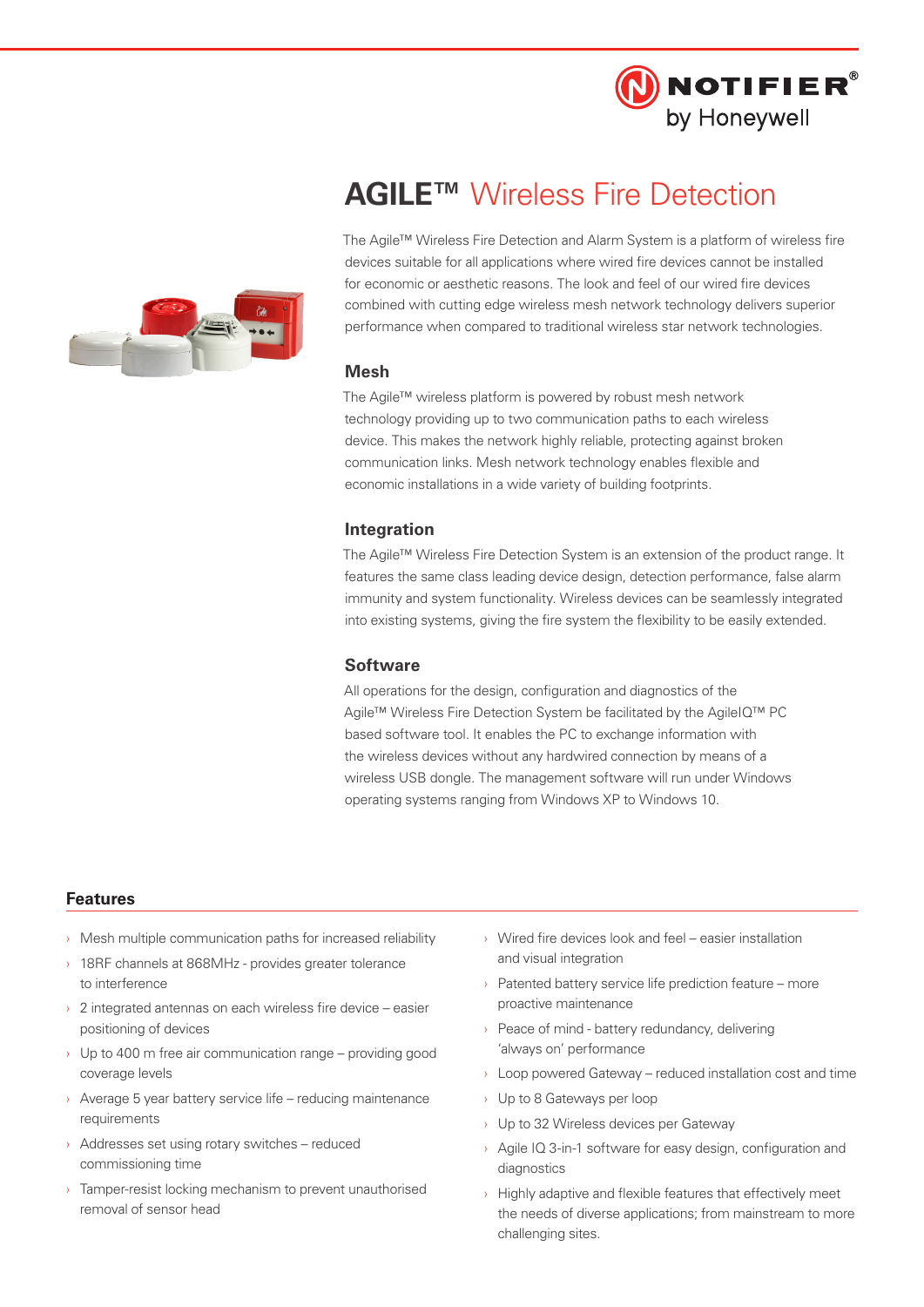NOTIFIER® by Honeywell

# AGILE™ Wireless Fire Detection

The Agile™ Wireless Fire Detection and Alarm System is a platform of wireless fire devices suitable for all applications where wired fire devices cannot be installed for economic or aesthetic reasons. The look and feel of our wired fire devices combined with cutting edge wireless mesh network technology delivers superior performance when compared to traditional wireless star network technologies.

## Mesh

The Agile™ wireless platform is powered by robust mesh network technology providing up to two communication paths to each wireless device. This makes the network highly reliable, protecting against broken communication links. Mesh network technology enables flexible and economic installations in a wide variety of building footprints.

## Integration

The Agile™ Wireless Fire Detection System is an extension of the product range. It features the same class leading device design, detection performance, false alarm immunity and system functionality. Wireless devices can be seamlessly integrated into existing systems, giving the fire system the flexibility to be easily extended.

## Software

All operations for the design, configuration and diagnostics of the Agile™ Wireless Fire Detection System be facilitated by the AgileIQ™ PC based software tool. It enables the PC to exchange information with the wireless devices without any hardwired connection by means of a wireless USB dongle. The management software will run under Windows operating systems ranging from Windows XP to Windows 10.

## Features

- Mesh multiple communication paths for increased reliability
- 18RF channels at 868MHz - provides greater tolerance to interference
- 2 integrated antennas on each wireless fire device – easier positioning of devices
- Up to 400 m free air communication range – providing good coverage levels
- Average 5 year battery service life – reducing maintenance requirements
- Addresses set using rotary switches – reduced commissioning time
- Tamper-resist locking mechanism to prevent unauthorised removal of sensor head
- Wired fire devices look and feel – easier installation and visual integration
- Patented battery service life prediction feature – more proactive maintenance
- Peace of mind - battery redundancy, delivering 'always on' performance
- Loop powered Gateway – reduced installation cost and time
- Up to 8 Gateways per loop
- Up to 32 Wireless devices per Gateway
- Agile IQ 3-in-1 software for easy design, configuration and diagnostics
- Highly adaptive and flexible features that effectively meet the needs of diverse applications; from mainstream to more challenging sites.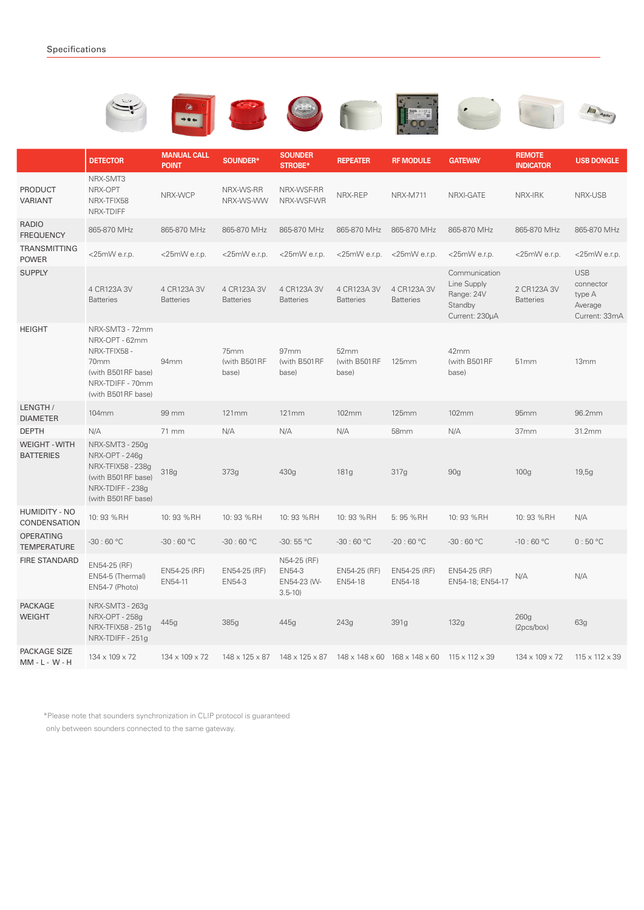## Specifications

| | DETECTOR | MANUAL CALL POINT | SOUNDER* | SOUNDER STROBE* | REPEATER | RF MODULE | GATEWAY | REMOTE INDICATOR | USB DONGLE |
|---|---|---|---|---|---|---|---|---|---|
| PRODUCT VARIANT | NRX-SMT3<br>NRX-OPT<br>NRX-TFIX58<br>NRX-TDIFF | NRX-WCP | NRX-WS-RR<br>NRX-WS-WW | NRX-WSF-RR<br>NRX-WSF-WR | NRX-REP | NRX-M711 | NRXI-GATE | NRX-IRK | NRX-USB |
| RADIO FREQUENCY | 865-870 MHz | 865-870 MHz | 865-870 MHz | 865-870 MHz | 865-870 MHz | 865-870 MHz | 865-870 MHz | 865-870 MHz | 865-870 MHz |
| TRANSMITTING POWER | <25mW e.r.p. | <25mW e.r.p. | <25mW e.r.p. | <25mW e.r.p. | <25mW e.r.p. | <25mW e.r.p. | <25mW e.r.p. | <25mW e.r.p. | <25mW e.r.p. |
| SUPPLY | 4 CR123A 3V Batteries | 4 CR123A 3V Batteries | 4 CR123A 3V Batteries | 4 CR123A 3V Batteries | 4 CR123A 3V Batteries | 4 CR123A 3V Batteries | Communication Line Supply Range: 24V Standby Current: 230µA | 2 CR123A 3V Batteries | USB connector type A Average Current: 33mA |
| HEIGHT | NRX-SMT3 - 72mm<br>NRX-OPT - 62mm<br>NRX-TFIX58 - 70mm (with B501RF base)<br>NRX-TDIFF - 70mm (with B501RF base) | 94mm | 75mm (with B501RF base) | 97mm (with B501RF base) | 52mm (with B501RF base) | 125mm | 42mm (with B501RF base) | 51mm | 13mm |
| LENGTH / DIAMETER | 104mm | 99 mm | 121mm | 121mm | 102mm | 125mm | 102mm | 95mm | 96.2mm |
| DEPTH | N/A | 71 mm | N/A | N/A | N/A | 58mm | N/A | 37mm | 31.2mm |
| WEIGHT - WITH BATTERIES | NRX-SMT3 - 250g<br>NRX-OPT - 246g<br>NRX-TFIX58 - 238g (with B501RF base)<br>NRX-TDIFF - 238g (with B501RF base) | 318g | 373g | 430g | 181g | 317g | 90g | 100g | 19,5g |
| HUMIDITY - NO CONDENSATION | 10: 93 %RH | 10: 93 %RH | 10: 93 %RH | 10: 93 %RH | 10: 93 %RH | 5: 95 %RH | 10: 93 %RH | 10: 93 %RH | N/A |
| OPERATING TEMPERATURE | -30 : 60 °C | -30 : 60 °C | -30 : 60 °C | -30: 55 °C | -30 : 60 °C | -20 : 60 °C | -30 : 60 °C | -10 : 60 °C | 0 : 50 °C |
| FIRE STANDARD | EN54-25 (RF)<br>EN54-5 (Thermal)<br>EN54-7 (Photo) | EN54-25 (RF)<br>EN54-11 | EN54-25 (RF)<br>EN54-3 | N54-25 (RF)<br>EN54-3<br>EN54-23 (W-3.5-10) | EN54-25 (RF)<br>EN54-18 | EN54-25 (RF)<br>EN54-18 | EN54-25 (RF)<br>EN54-18; EN54-17 | N/A | N/A |
| PACKAGE WEIGHT | NRX-SMT3 - 263g<br>NRX-OPT - 258g<br>NRX-TFIX58 - 251g<br>NRX-TDIFF - 251g | 445g | 385g | 445g | 243g | 391g | 132g | 260g (2pcs/box) | 63g |
| PACKAGE SIZE MM - L - W - H | 134 x 109 x 72 | 134 x 109 x 72 | 148 x 125 x 87 | 148 x 125 x 87 | 148 x 148 x 60 | 168 x 148 x 60 | 115 x 112 x 39 | 134 x 109 x 72 | 115 x 112 x 39 |

*Please note that sounders synchronization in CLIP protocol is guaranteed only between sounders connected to the same gateway.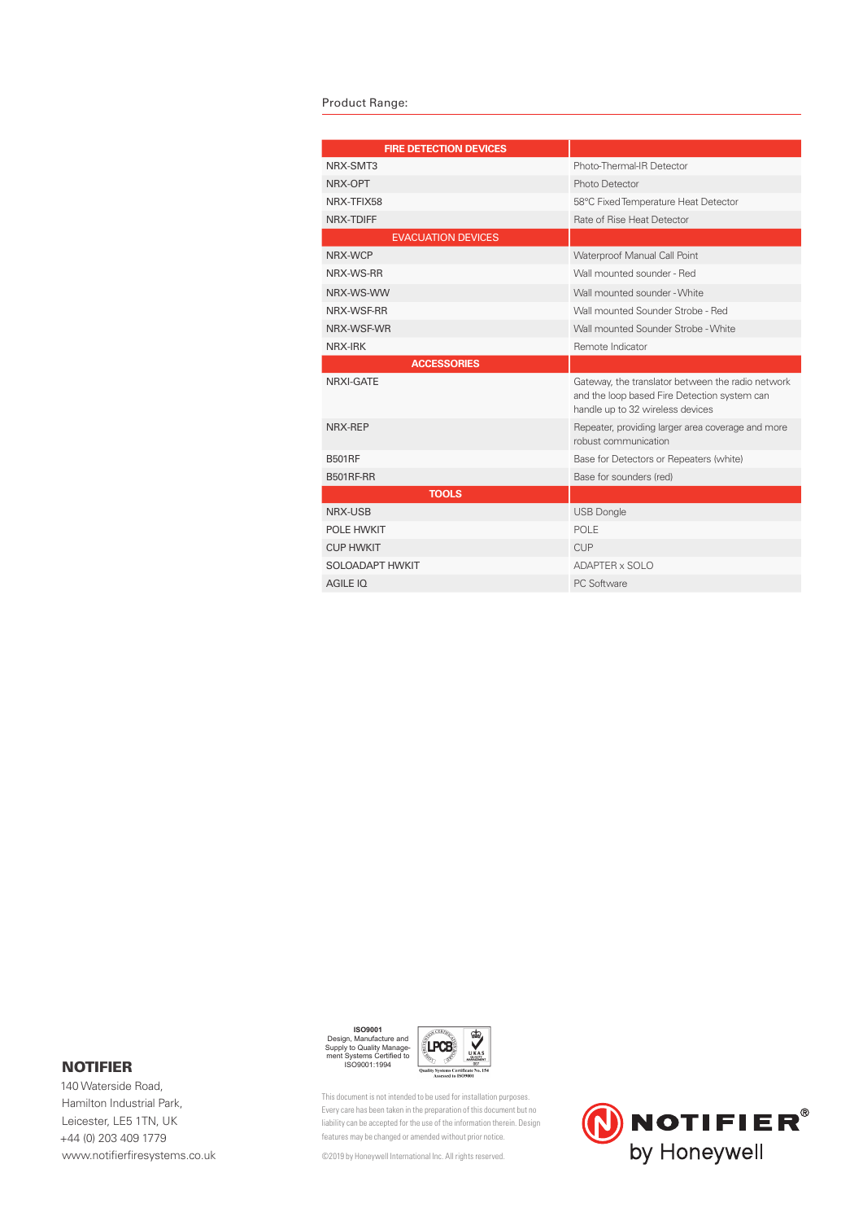Product Range:

| FIRE DETECTION DEVICES | |
|---|---|
| NRX-SMT3 | Photo-Thermal-IR Detector |
| NRX-OPT | Photo Detector |
| NRX-TFIX58 | 58°C Fixed Temperature Heat Detector |
| NRX-TDIFF | Rate of Rise Heat Detector |
| **EVACUATION DEVICES** | |
| NRX-WCP | Waterproof Manual Call Point |
| NRX-WS-RR | Wall mounted sounder - Red |
| NRX-WS-WW | Wall mounted sounder - White |
| NRX-WSF-RR | Wall mounted Sounder Strobe - Red |
| NRX-WSF-WR | Wall mounted Sounder Strobe - White |
| NRX-IRK | Remote Indicator |
| **ACCESSORIES** | |
| NRXI-GATE | Gateway, the translator between the radio network and the loop based Fire Detection system can handle up to 32 wireless devices |
| NRX-REP | Repeater, providing larger area coverage and more robust communication |
| B501RF | Base for Detectors or Repeaters (white) |
| B501RF-RR | Base for sounders (red) |
| **TOOLS** | |
| NRX-USB | USB Dongle |
| POLE HWKIT | POLE |
| CUP HWKIT | CUP |
| SOLOADAPT HWKIT | ADAPTER x SOLO |
| AGILE IQ | PC Software |

**NOTIFIER**

140 Waterside Road,
Hamilton Industrial Park,
Leicester, LE5 1TN, UK
+44 (0) 203 409 1779
www.notifierfiresystems.co.uk

ISO9001
Design, Manufacture and Supply to Quality Management Systems Certified to ISO9001:1994

Quality Systems Certificate No. 154
Assessed to ISO9001

This document is not intended to be used for installation purposes. Every care has been taken in the preparation of this document but no liability can be accepted for the use of the information therein. Design features may be changed or amended without prior notice.

©2019 by Honeywell International Inc. All rights reserved.

NOTIFIER® by Honeywell